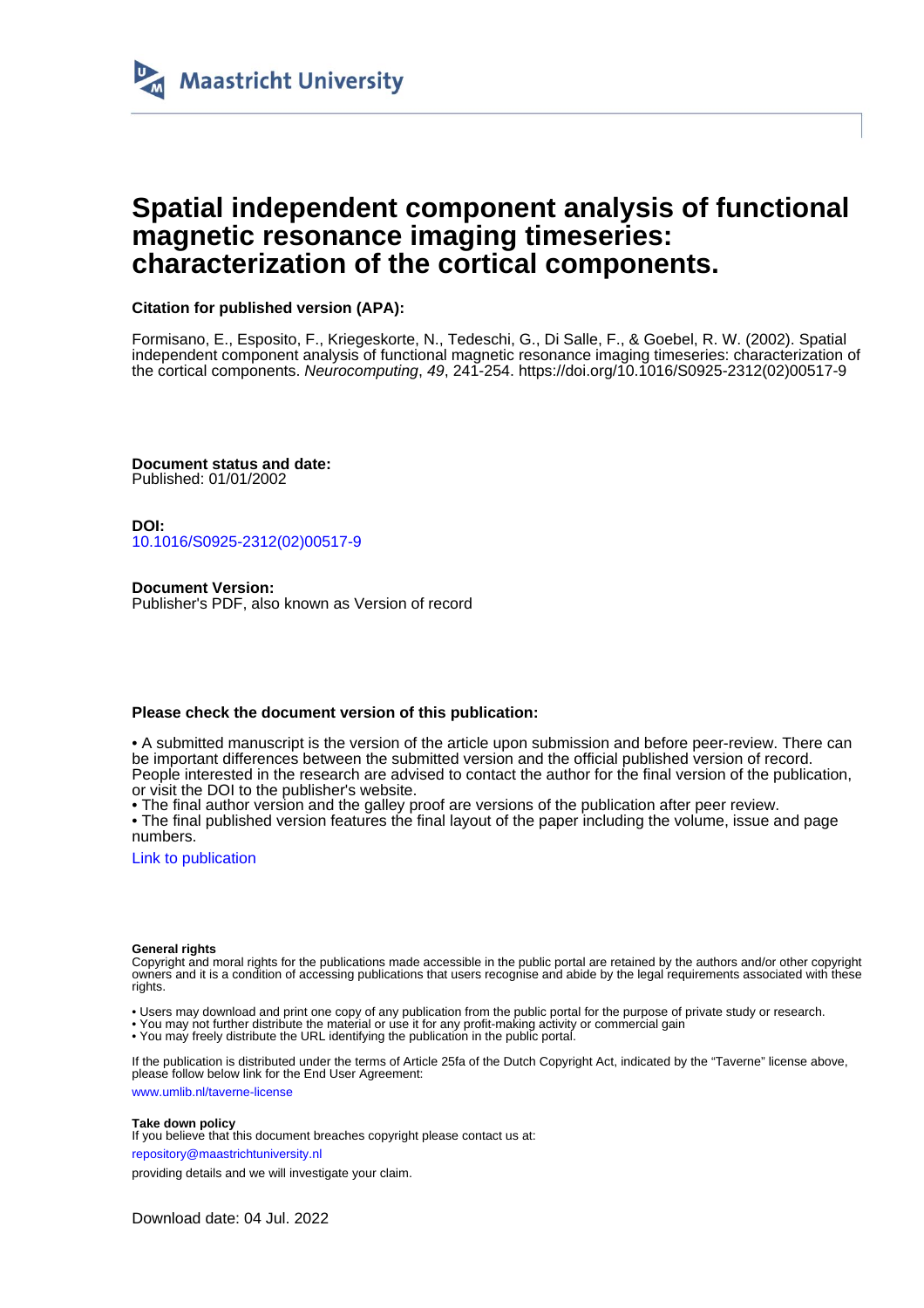Maastricht University

# Spatial independent component analysis of functional magnetic resonance imaging timeseries: characterization of the cortical components.

**Citation for published version (APA):**

Formisano, E., Esposito, F., Kriegeskorte, N., Tedeschi, G., Di Salle, F., & Goebel, R. W. (2002). Spatial independent component analysis of functional magnetic resonance imaging timeseries: characterization of the cortical components. *Neurocomputing*, *49*, 241-254. https://doi.org/10.1016/S0925-2312(02)00517-9

**Document status and date:**
Published: 01/01/2002

**DOI:**
10.1016/S0925-2312(02)00517-9

**Document Version:**
Publisher's PDF, also known as Version of record

**Please check the document version of this publication:**

• A submitted manuscript is the version of the article upon submission and before peer-review. There can be important differences between the submitted version and the official published version of record. People interested in the research are advised to contact the author for the final version of the publication, or visit the DOI to the publisher's website.
• The final author version and the galley proof are versions of the publication after peer review.
• The final published version features the final layout of the paper including the volume, issue and page numbers.

Link to publication

**General rights**
Copyright and moral rights for the publications made accessible in the public portal are retained by the authors and/or other copyright owners and it is a condition of accessing publications that users recognise and abide by the legal requirements associated with these rights.

• Users may download and print one copy of any publication from the public portal for the purpose of private study or research.
• You may not further distribute the material or use it for any profit-making activity or commercial gain
• You may freely distribute the URL identifying the publication in the public portal.

If the publication is distributed under the terms of Article 25fa of the Dutch Copyright Act, indicated by the "Taverne" license above, please follow below link for the End User Agreement:

www.umlib.nl/taverne-license

**Take down policy**
If you believe that this document breaches copyright please contact us at:

repository@maastrichtuniversity.nl

providing details and we will investigate your claim.

Download date: 04 Jul. 2022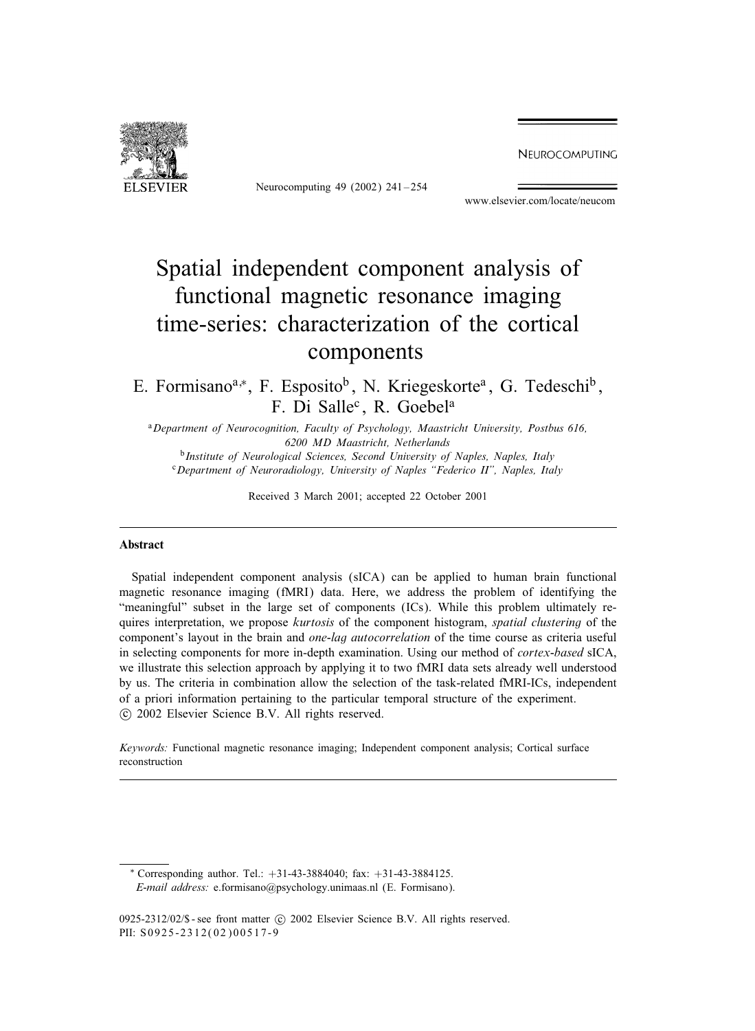# Spatial independent component analysis of functional magnetic resonance imaging time-series: characterization of the cortical components

E. Formisano[a,*], F. Esposito[b], N. Kriegeskorte[a], G. Tedeschi[b], F. Di Salle[c], R. Goebel[a]

[a] *Department of Neurocognition, Faculty of Psychology, Maastricht University, Postbus 616, 6200 MD Maastricht, Netherlands*

[b] *Institute of Neurological Sciences, Second University of Naples, Naples, Italy*

[c] *Department of Neuroradiology, University of Naples "Federico II", Naples, Italy*

Received 3 March 2001; accepted 22 October 2001

## Abstract

Spatial independent component analysis (sICA) can be applied to human brain functional magnetic resonance imaging (fMRI) data. Here, we address the problem of identifying the "meaningful" subset in the large set of components (ICs). While this problem ultimately requires interpretation, we propose *kurtosis* of the component histogram, *spatial clustering* of the component's layout in the brain and *one-lag autocorrelation* of the time course as criteria useful in selecting components for more in-depth examination. Using our method of *cortex-based* sICA, we illustrate this selection approach by applying it to two fMRI data sets already well understood by us. The criteria in combination allow the selection of the task-related fMRI-ICs, independent of a priori information pertaining to the particular temporal structure of the experiment.
© 2002 Elsevier Science B.V. All rights reserved.

*Keywords:* Functional magnetic resonance imaging; Independent component analysis; Cortical surface reconstruction

---

\* Corresponding author. Tel.: +31-43-3884040; fax: +31-43-3884125.
*E-mail address:* e.formisano@psychology.unimaas.nl (E. Formisano).

0925-2312/02/$ - see front matter © 2002 Elsevier Science B.V. All rights reserved.
PII: S0925-2312(02)00517-9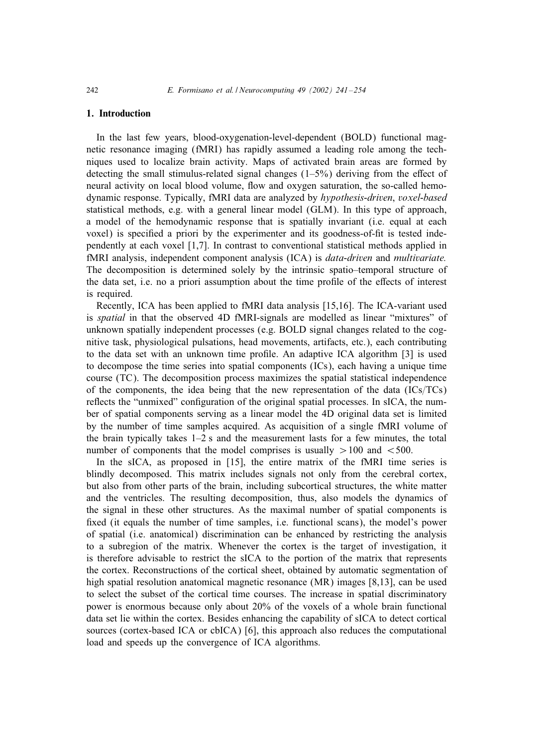## 1. Introduction

In the last few years, blood-oxygenation-level-dependent (BOLD) functional magnetic resonance imaging (fMRI) has rapidly assumed a leading role among the techniques used to localize brain activity. Maps of activated brain areas are formed by detecting the small stimulus-related signal changes (1–5%) deriving from the effect of neural activity on local blood volume, flow and oxygen saturation, the so-called hemodynamic response. Typically, fMRI data are analyzed by *hypothesis-driven*, *voxel-based* statistical methods, e.g. with a general linear model (GLM). In this type of approach, a model of the hemodynamic response that is spatially invariant (i.e. equal at each voxel) is specified a priori by the experimenter and its goodness-of-fit is tested independently at each voxel [1,7]. In contrast to conventional statistical methods applied in fMRI analysis, independent component analysis (ICA) is *data-driven* and *multivariate.* The decomposition is determined solely by the intrinsic spatio–temporal structure of the data set, i.e. no a priori assumption about the time profile of the effects of interest is required.

Recently, ICA has been applied to fMRI data analysis [15,16]. The ICA-variant used is *spatial* in that the observed 4D fMRI-signals are modelled as linear "mixtures" of unknown spatially independent processes (e.g. BOLD signal changes related to the cognitive task, physiological pulsations, head movements, artifacts, etc.), each contributing to the data set with an unknown time profile. An adaptive ICA algorithm [3] is used to decompose the time series into spatial components (ICs), each having a unique time course (TC). The decomposition process maximizes the spatial statistical independence of the components, the idea being that the new representation of the data (ICs/TCs) reflects the "unmixed" configuration of the original spatial processes. In sICA, the number of spatial components serving as a linear model the 4D original data set is limited by the number of time samples acquired. As acquisition of a single fMRI volume of the brain typically takes 1–2 s and the measurement lasts for a few minutes, the total number of components that the model comprises is usually $>100$ and $<500$.

In the sICA, as proposed in [15], the entire matrix of the fMRI time series is blindly decomposed. This matrix includes signals not only from the cerebral cortex, but also from other parts of the brain, including subcortical structures, the white matter and the ventricles. The resulting decomposition, thus, also models the dynamics of the signal in these other structures. As the maximal number of spatial components is fixed (it equals the number of time samples, i.e. functional scans), the model's power of spatial (i.e. anatomical) discrimination can be enhanced by restricting the analysis to a subregion of the matrix. Whenever the cortex is the target of investigation, it is therefore advisable to restrict the sICA to the portion of the matrix that represents the cortex. Reconstructions of the cortical sheet, obtained by automatic segmentation of high spatial resolution anatomical magnetic resonance (MR) images [8,13], can be used to select the subset of the cortical time courses. The increase in spatial discriminatory power is enormous because only about 20% of the voxels of a whole brain functional data set lie within the cortex. Besides enhancing the capability of sICA to detect cortical sources (cortex-based ICA or cbICA) [6], this approach also reduces the computational load and speeds up the convergence of ICA algorithms.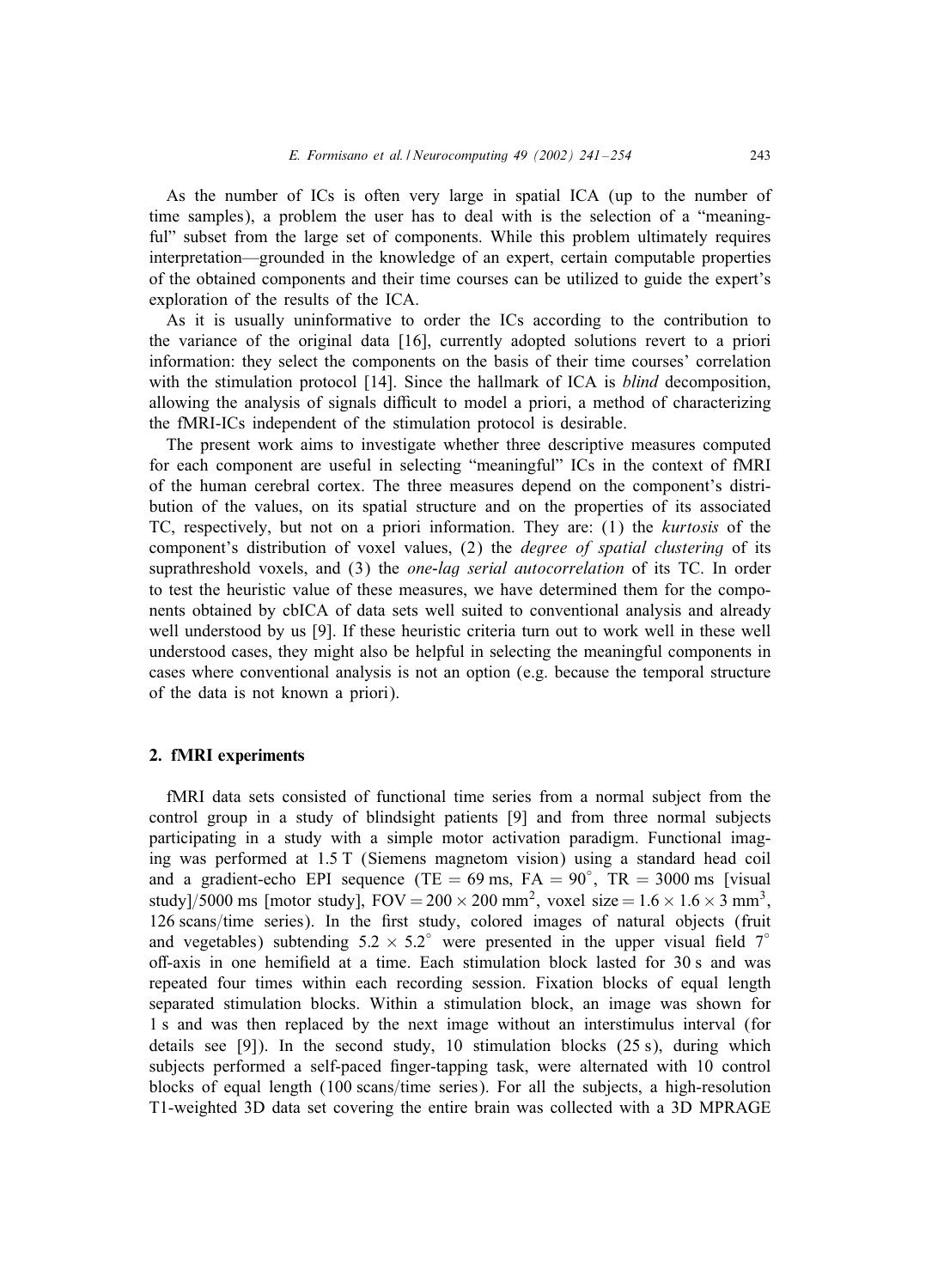As the number of ICs is often very large in spatial ICA (up to the number of time samples), a problem the user has to deal with is the selection of a "meaningful" subset from the large set of components. While this problem ultimately requires interpretation—grounded in the knowledge of an expert, certain computable properties of the obtained components and their time courses can be utilized to guide the expert's exploration of the results of the ICA.

As it is usually uninformative to order the ICs according to the contribution to the variance of the original data [16], currently adopted solutions revert to a priori information: they select the components on the basis of their time courses' correlation with the stimulation protocol [14]. Since the hallmark of ICA is *blind* decomposition, allowing the analysis of signals difficult to model a priori, a method of characterizing the fMRI-ICs independent of the stimulation protocol is desirable.

The present work aims to investigate whether three descriptive measures computed for each component are useful in selecting "meaningful" ICs in the context of fMRI of the human cerebral cortex. The three measures depend on the component's distribution of the values, on its spatial structure and on the properties of its associated TC, respectively, but not on a priori information. They are: (1) the *kurtosis* of the component's distribution of voxel values, (2) the *degree of spatial clustering* of its suprathreshold voxels, and (3) the *one-lag serial autocorrelation* of its TC. In order to test the heuristic value of these measures, we have determined them for the components obtained by cbICA of data sets well suited to conventional analysis and already well understood by us [9]. If these heuristic criteria turn out to work well in these well understood cases, they might also be helpful in selecting the meaningful components in cases where conventional analysis is not an option (e.g. because the temporal structure of the data is not known a priori).

## 2. fMRI experiments

fMRI data sets consisted of functional time series from a normal subject from the control group in a study of blindsight patients [9] and from three normal subjects participating in a study with a simple motor activation paradigm. Functional imaging was performed at 1.5 T (Siemens magnetom vision) using a standard head coil and a gradient-echo EPI sequence (TE = 69 ms, FA = $90^\circ$, TR = 3000 ms [visual study]/5000 ms [motor study], FOV = $200 \times 200$ mm$^2$, voxel size = $1.6 \times 1.6 \times 3$ mm$^3$, 126 scans/time series). In the first study, colored images of natural objects (fruit and vegetables) subtending $5.2 \times 5.2^\circ$ were presented in the upper visual field $7^\circ$ off-axis in one hemifield at a time. Each stimulation block lasted for 30 s and was repeated four times within each recording session. Fixation blocks of equal length separated stimulation blocks. Within a stimulation block, an image was shown for 1 s and was then replaced by the next image without an interstimulus interval (for details see [9]). In the second study, 10 stimulation blocks (25 s), during which subjects performed a self-paced finger-tapping task, were alternated with 10 control blocks of equal length (100 scans/time series). For all the subjects, a high-resolution T1-weighted 3D data set covering the entire brain was collected with a 3D MPRAGE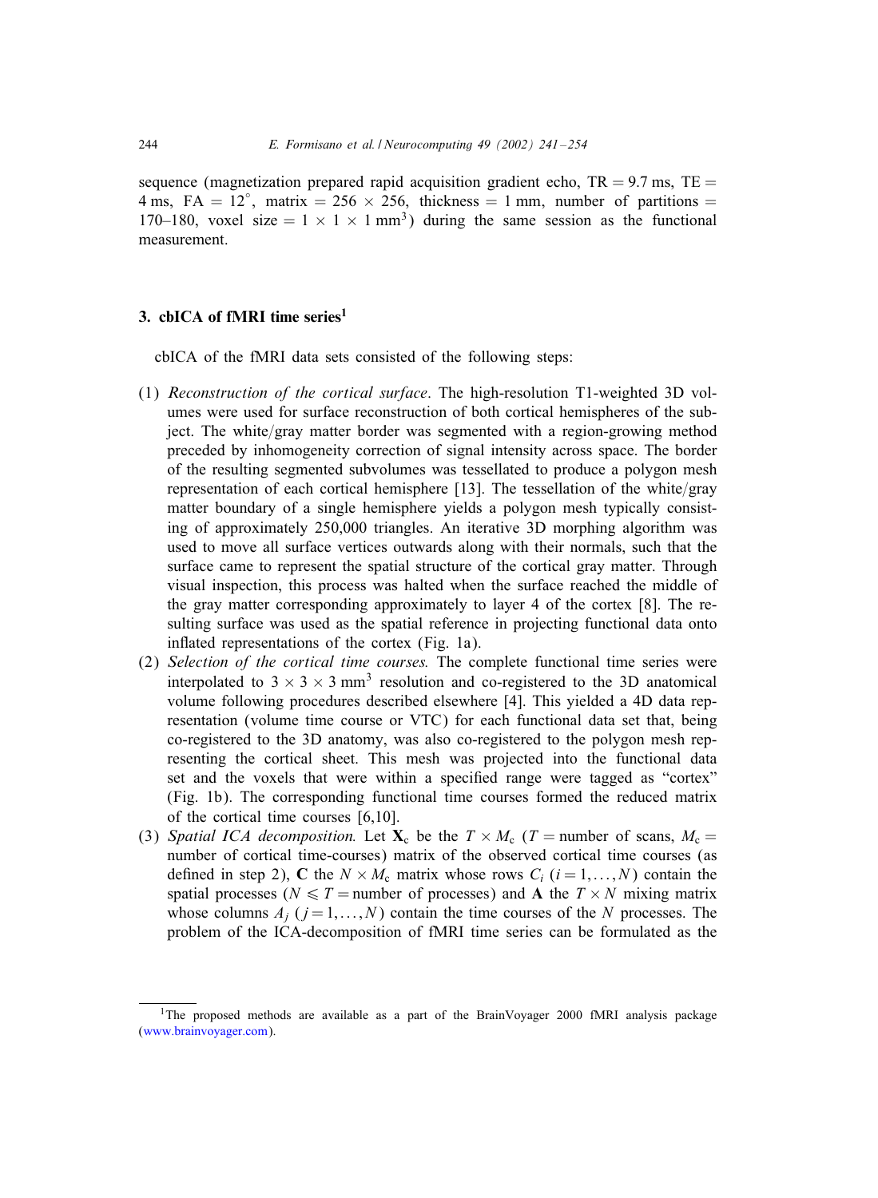sequence (magnetization prepared rapid acquisition gradient echo, TR = 9.7 ms, TE = 4 ms, FA = 12°, matrix = 256 × 256, thickness = 1 mm, number of partitions = 170–180, voxel size = 1 × 1 × 1 mm$^3$) during the same session as the functional measurement.

## 3. cbICA of fMRI time series[1]

cbICA of the fMRI data sets consisted of the following steps:

(1) *Reconstruction of the cortical surface*. The high-resolution T1-weighted 3D volumes were used for surface reconstruction of both cortical hemispheres of the subject. The white/gray matter border was segmented with a region-growing method preceded by inhomogeneity correction of signal intensity across space. The border of the resulting segmented subvolumes was tessellated to produce a polygon mesh representation of each cortical hemisphere [13]. The tessellation of the white/gray matter boundary of a single hemisphere yields a polygon mesh typically consisting of approximately 250,000 triangles. An iterative 3D morphing algorithm was used to move all surface vertices outwards along with their normals, such that the surface came to represent the spatial structure of the cortical gray matter. Through visual inspection, this process was halted when the surface reached the middle of the gray matter corresponding approximately to layer 4 of the cortex [8]. The resulting surface was used as the spatial reference in projecting functional data onto inflated representations of the cortex (Fig. 1a).

(2) *Selection of the cortical time courses.* The complete functional time series were interpolated to 3 × 3 × 3 mm$^3$ resolution and co-registered to the 3D anatomical volume following procedures described elsewhere [4]. This yielded a 4D data representation (volume time course or VTC) for each functional data set that, being co-registered to the 3D anatomy, was also co-registered to the polygon mesh representing the cortical sheet. This mesh was projected into the functional data set and the voxels that were within a specified range were tagged as "cortex" (Fig. 1b). The corresponding functional time courses formed the reduced matrix of the cortical time courses [6,10].

(3) *Spatial ICA decomposition.* Let $\mathbf{X}_c$ be the $T \times M_c$ ($T$ = number of scans, $M_c$ = number of cortical time-courses) matrix of the observed cortical time courses (as defined in step 2), $\mathbf{C}$ the $N \times M_c$ matrix whose rows $C_i$ ($i = 1, \ldots, N$) contain the spatial processes ($N \leqslant T$ = number of processes) and $\mathbf{A}$ the $T \times N$ mixing matrix whose columns $A_j$ ($j = 1, \ldots, N$) contain the time courses of the $N$ processes. The problem of the ICA-decomposition of fMRI time series can be formulated as the

[1] The proposed methods are available as a part of the BrainVoyager 2000 fMRI analysis package (www.brainvoyager.com).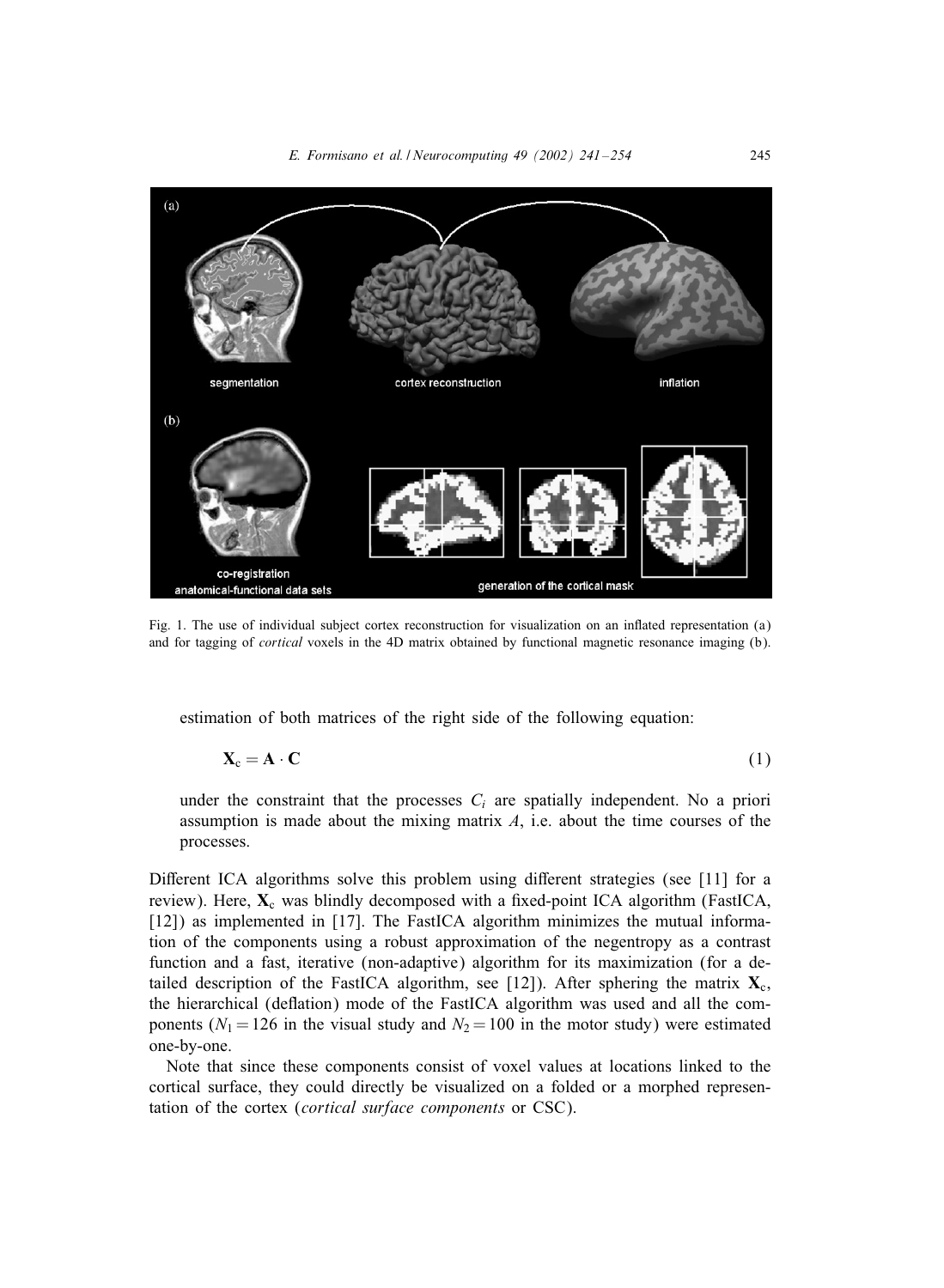Fig. 1. The use of individual subject cortex reconstruction for visualization on an inflated representation (a) and for tagging of *cortical* voxels in the 4D matrix obtained by functional magnetic resonance imaging (b).

estimation of both matrices of the right side of the following equation:

$$\mathbf{X}_c = \mathbf{A} \cdot \mathbf{C} \tag{1}$$

under the constraint that the processes $C_i$ are spatially independent. No a priori assumption is made about the mixing matrix $A$, i.e. about the time courses of the processes.

Different ICA algorithms solve this problem using different strategies (see [11] for a review). Here, $\mathbf{X}_c$ was blindly decomposed with a fixed-point ICA algorithm (FastICA, [12]) as implemented in [17]. The FastICA algorithm minimizes the mutual information of the components using a robust approximation of the negentropy as a contrast function and a fast, iterative (non-adaptive) algorithm for its maximization (for a detailed description of the FastICA algorithm, see [12]). After sphering the matrix $\mathbf{X}_c$, the hierarchical (deflation) mode of the FastICA algorithm was used and all the components ($N_1 = 126$ in the visual study and $N_2 = 100$ in the motor study) were estimated one-by-one.

Note that since these components consist of voxel values at locations linked to the cortical surface, they could directly be visualized on a folded or a morphed representation of the cortex (*cortical surface components* or CSC).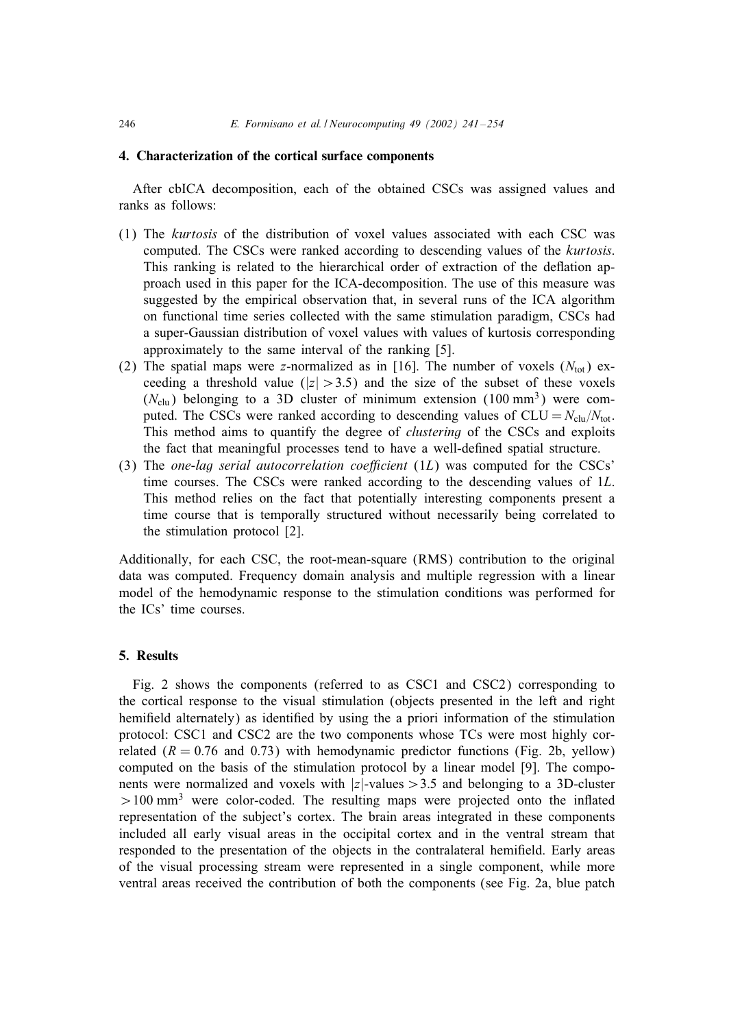## 4. Characterization of the cortical surface components

After cbICA decomposition, each of the obtained CSCs was assigned values and ranks as follows:

(1) The *kurtosis* of the distribution of voxel values associated with each CSC was computed. The CSCs were ranked according to descending values of the *kurtosis*. This ranking is related to the hierarchical order of extraction of the deflation approach used in this paper for the ICA-decomposition. The use of this measure was suggested by the empirical observation that, in several runs of the ICA algorithm on functional time series collected with the same stimulation paradigm, CSCs had a super-Gaussian distribution of voxel values with values of kurtosis corresponding approximately to the same interval of the ranking [5].

(2) The spatial maps were $z$-normalized as in [16]. The number of voxels ($N_{tot}$) exceeding a threshold value ($|z| > 3.5$) and the size of the subset of these voxels ($N_{clu}$) belonging to a 3D cluster of minimum extension ($100\,\text{mm}^3$) were computed. The CSCs were ranked according to descending values of $\text{CLU} = N_{clu}/N_{tot}$. This method aims to quantify the degree of *clustering* of the CSCs and exploits the fact that meaningful processes tend to have a well-defined spatial structure.

(3) The *one-lag serial autocorrelation coefficient* ($1L$) was computed for the CSCs' time courses. The CSCs were ranked according to the descending values of $1L$. This method relies on the fact that potentially interesting components present a time course that is temporally structured without necessarily being correlated to the stimulation protocol [2].

Additionally, for each CSC, the root-mean-square (RMS) contribution to the original data was computed. Frequency domain analysis and multiple regression with a linear model of the hemodynamic response to the stimulation conditions was performed for the ICs' time courses.

## 5. Results

Fig. 2 shows the components (referred to as CSC1 and CSC2) corresponding to the cortical response to the visual stimulation (objects presented in the left and right hemifield alternately) as identified by using the a priori information of the stimulation protocol: CSC1 and CSC2 are the two components whose TCs were most highly correlated ($R = 0.76$ and $0.73$) with hemodynamic predictor functions (Fig. 2b, yellow) computed on the basis of the stimulation protocol by a linear model [9]. The components were normalized and voxels with $|z|$-values $> 3.5$ and belonging to a 3D-cluster $> 100\,\text{mm}^3$ were color-coded. The resulting maps were projected onto the inflated representation of the subject's cortex. The brain areas integrated in these components included all early visual areas in the occipital cortex and in the ventral stream that responded to the presentation of the objects in the contralateral hemifield. Early areas of the visual processing stream were represented in a single component, while more ventral areas received the contribution of both the components (see Fig. 2a, blue patch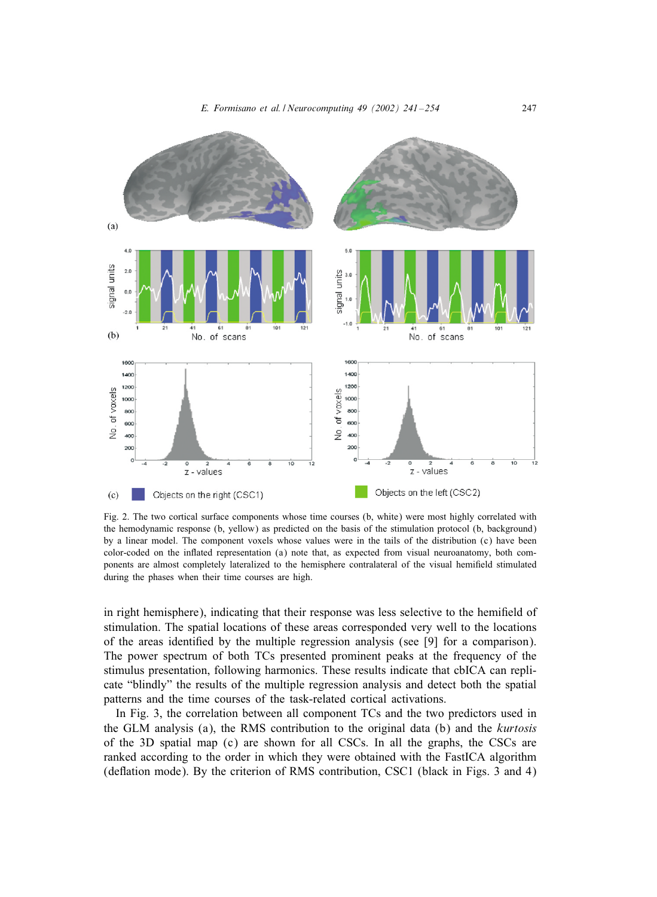(a)

(b)

(c) Objects on the right (CSC1) Objects on the left (CSC2)

Fig. 2. The two cortical surface components whose time courses (b, white) were most highly correlated with the hemodynamic response (b, yellow) as predicted on the basis of the stimulation protocol (b, background) by a linear model. The component voxels whose values were in the tails of the distribution (c) have been color-coded on the inflated representation (a) note that, as expected from visual neuroanatomy, both components are almost completely lateralized to the hemisphere contralateral of the visual hemifield stimulated during the phases when their time courses are high.

in right hemisphere), indicating that their response was less selective to the hemifield of stimulation. The spatial locations of these areas corresponded very well to the locations of the areas identified by the multiple regression analysis (see [9] for a comparison). The power spectrum of both TCs presented prominent peaks at the frequency of the stimulus presentation, following harmonics. These results indicate that cbICA can replicate "blindly" the results of the multiple regression analysis and detect both the spatial patterns and the time courses of the task-related cortical activations.

In Fig. 3, the correlation between all component TCs and the two predictors used in the GLM analysis (a), the RMS contribution to the original data (b) and the *kurtosis* of the 3D spatial map (c) are shown for all CSCs. In all the graphs, the CSCs are ranked according to the order in which they were obtained with the FastICA algorithm (deflation mode). By the criterion of RMS contribution, CSC1 (black in Figs. 3 and 4)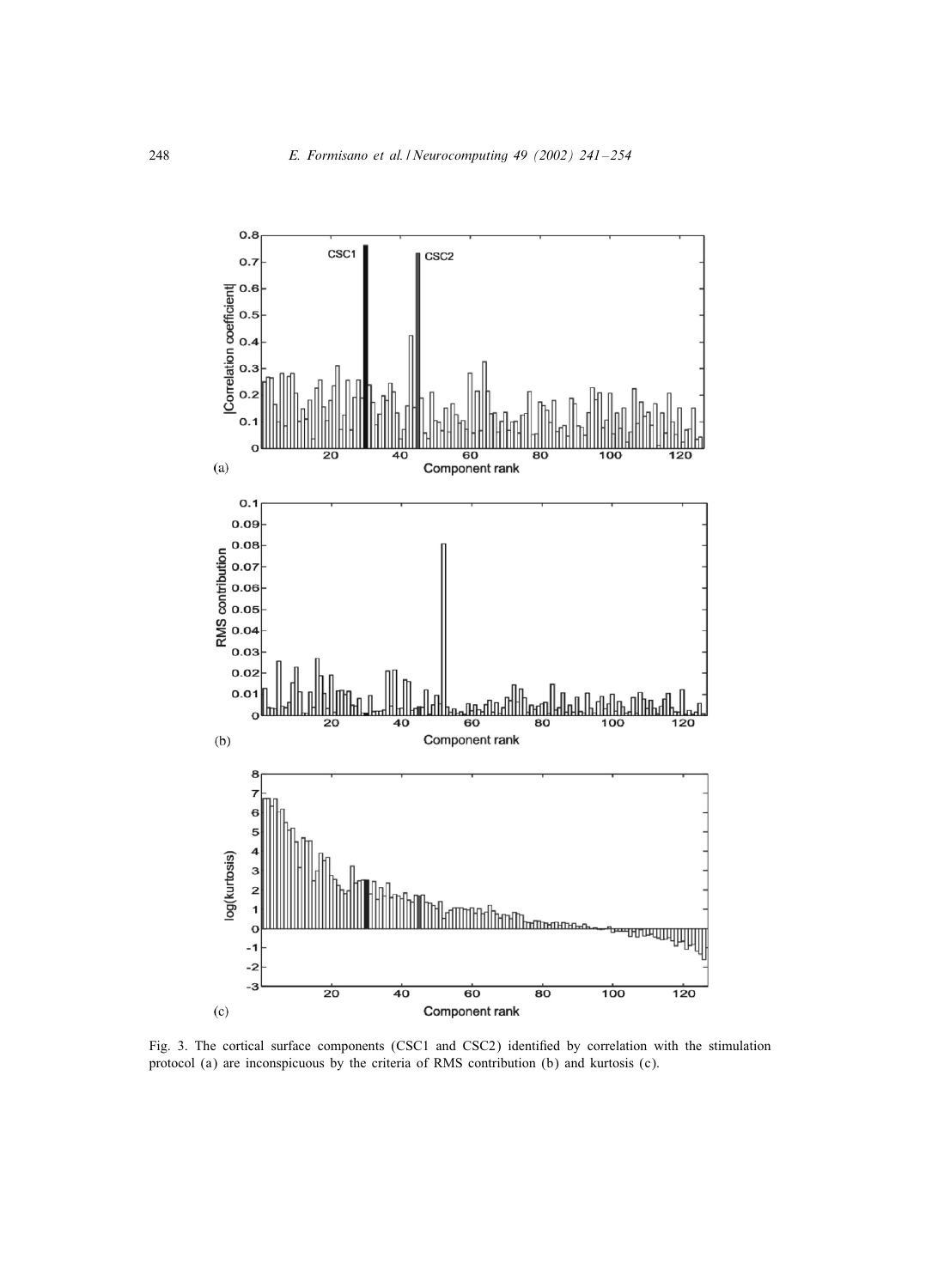Fig. 3. The cortical surface components (CSC1 and CSC2) identified by correlation with the stimulation protocol (a) are inconspicuous by the criteria of RMS contribution (b) and kurtosis (c).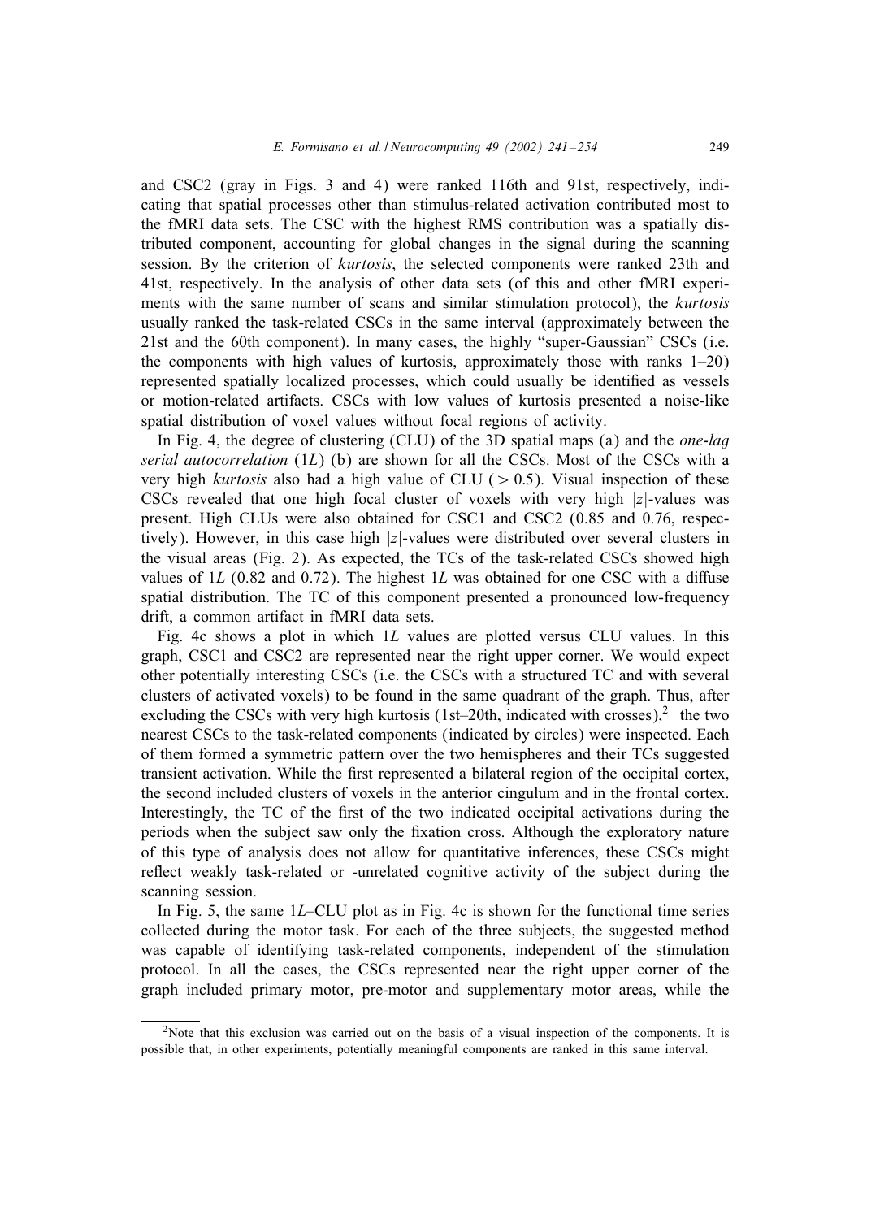and CSC2 (gray in Figs. 3 and 4) were ranked 116th and 91st, respectively, indicating that spatial processes other than stimulus-related activation contributed most to the fMRI data sets. The CSC with the highest RMS contribution was a spatially distributed component, accounting for global changes in the signal during the scanning session. By the criterion of *kurtosis*, the selected components were ranked 23th and 41st, respectively. In the analysis of other data sets (of this and other fMRI experiments with the same number of scans and similar stimulation protocol), the *kurtosis* usually ranked the task-related CSCs in the same interval (approximately between the 21st and the 60th component). In many cases, the highly "super-Gaussian" CSCs (i.e. the components with high values of kurtosis, approximately those with ranks 1–20) represented spatially localized processes, which could usually be identified as vessels or motion-related artifacts. CSCs with low values of kurtosis presented a noise-like spatial distribution of voxel values without focal regions of activity.

In Fig. 4, the degree of clustering (CLU) of the 3D spatial maps (a) and the *one-lag serial autocorrelation* ($1L$) (b) are shown for all the CSCs. Most of the CSCs with a very high *kurtosis* also had a high value of CLU ($> 0.5$). Visual inspection of these CSCs revealed that one high focal cluster of voxels with very high $|z|$-values was present. High CLUs were also obtained for CSC1 and CSC2 (0.85 and 0.76, respectively). However, in this case high $|z|$-values were distributed over several clusters in the visual areas (Fig. 2). As expected, the TCs of the task-related CSCs showed high values of $1L$ (0.82 and 0.72). The highest $1L$ was obtained for one CSC with a diffuse spatial distribution. The TC of this component presented a pronounced low-frequency drift, a common artifact in fMRI data sets.

Fig. 4c shows a plot in which $1L$ values are plotted versus CLU values. In this graph, CSC1 and CSC2 are represented near the right upper corner. We would expect other potentially interesting CSCs (i.e. the CSCs with a structured TC and with several clusters of activated voxels) to be found in the same quadrant of the graph. Thus, after excluding the CSCs with very high kurtosis (1st–20th, indicated with crosses),[2] the two nearest CSCs to the task-related components (indicated by circles) were inspected. Each of them formed a symmetric pattern over the two hemispheres and their TCs suggested transient activation. While the first represented a bilateral region of the occipital cortex, the second included clusters of voxels in the anterior cingulum and in the frontal cortex. Interestingly, the TC of the first of the two indicated occipital activations during the periods when the subject saw only the fixation cross. Although the exploratory nature of this type of analysis does not allow for quantitative inferences, these CSCs might reflect weakly task-related or -unrelated cognitive activity of the subject during the scanning session.

In Fig. 5, the same $1L$–CLU plot as in Fig. 4c is shown for the functional time series collected during the motor task. For each of the three subjects, the suggested method was capable of identifying task-related components, independent of the stimulation protocol. In all the cases, the CSCs represented near the right upper corner of the graph included primary motor, pre-motor and supplementary motor areas, while the

[2] Note that this exclusion was carried out on the basis of a visual inspection of the components. It is possible that, in other experiments, potentially meaningful components are ranked in this same interval.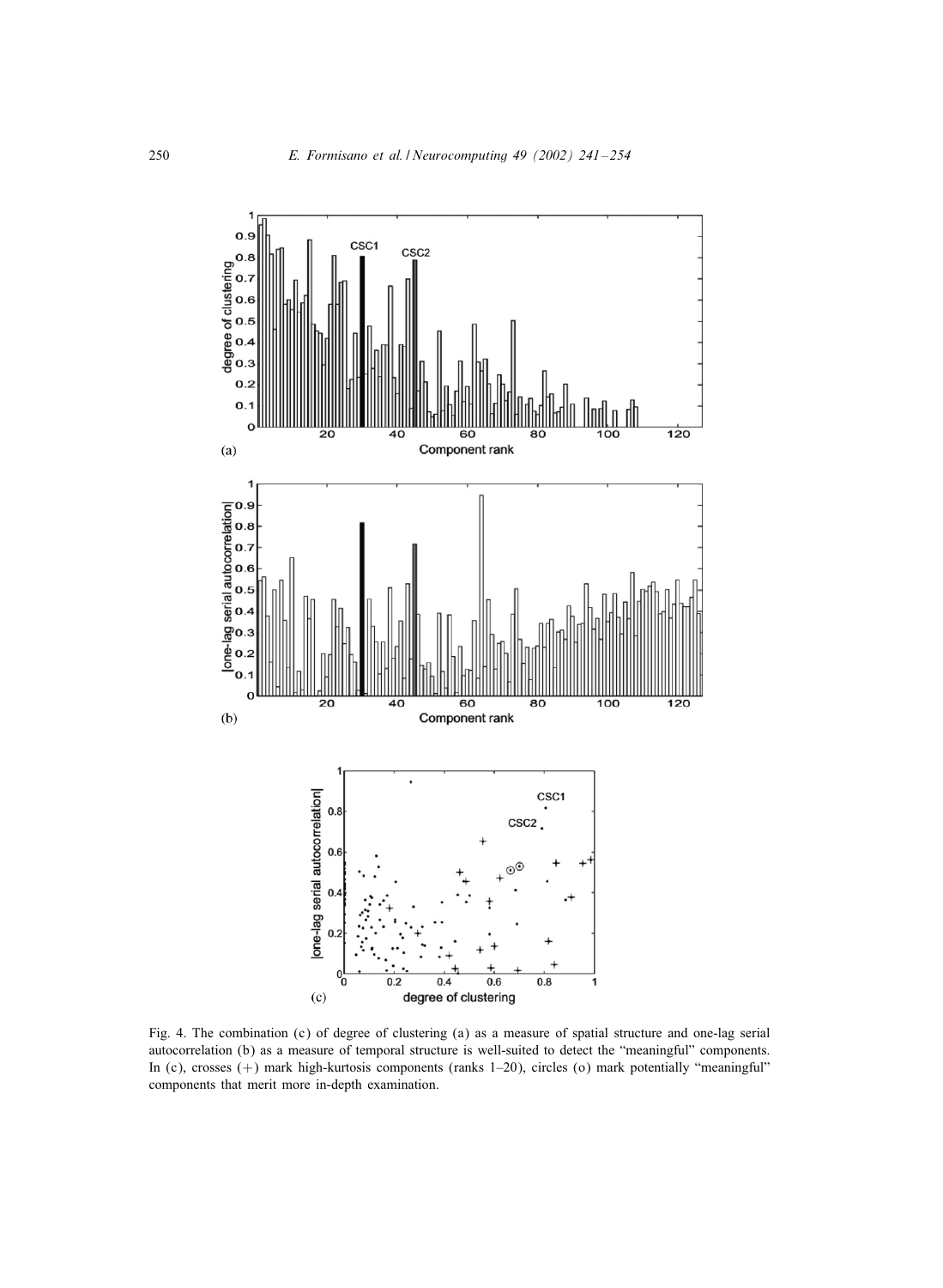Fig. 4. The combination (c) of degree of clustering (a) as a measure of spatial structure and one-lag serial autocorrelation (b) as a measure of temporal structure is well-suited to detect the "meaningful" components. In (c), crosses (+) mark high-kurtosis components (ranks 1–20), circles (o) mark potentially "meaningful" components that merit more in-depth examination.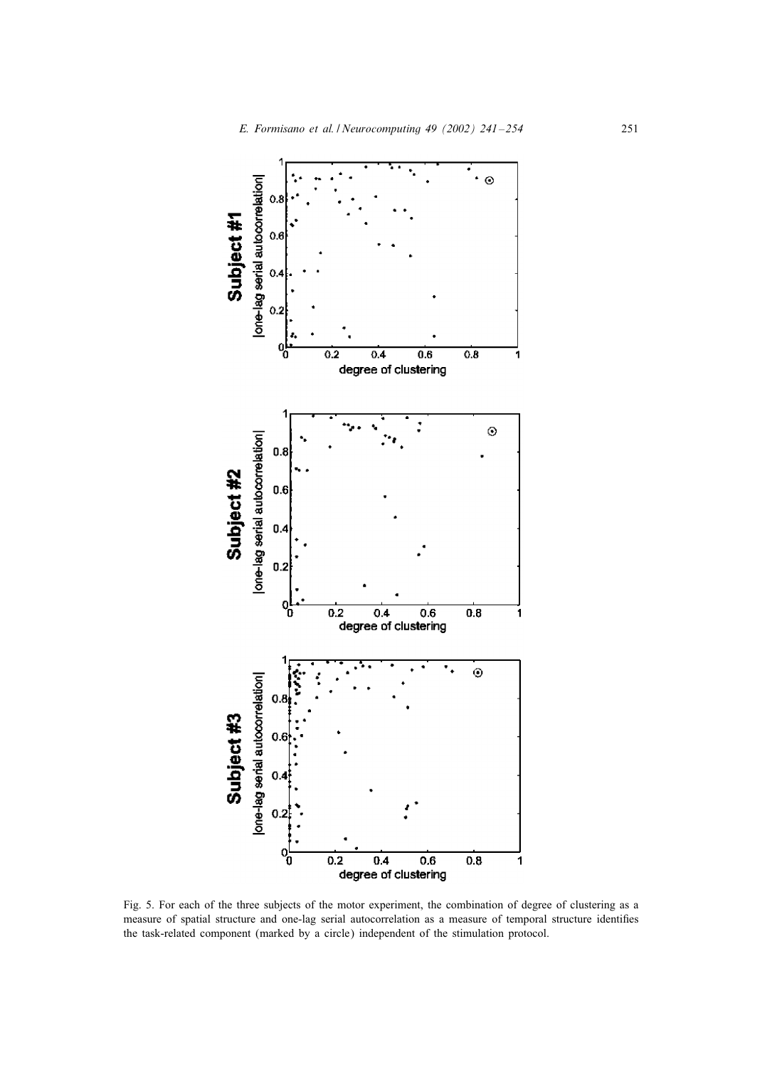Fig. 5. For each of the three subjects of the motor experiment, the combination of degree of clustering as a measure of spatial structure and one-lag serial autocorrelation as a measure of temporal structure identifies the task-related component (marked by a circle) independent of the stimulation protocol.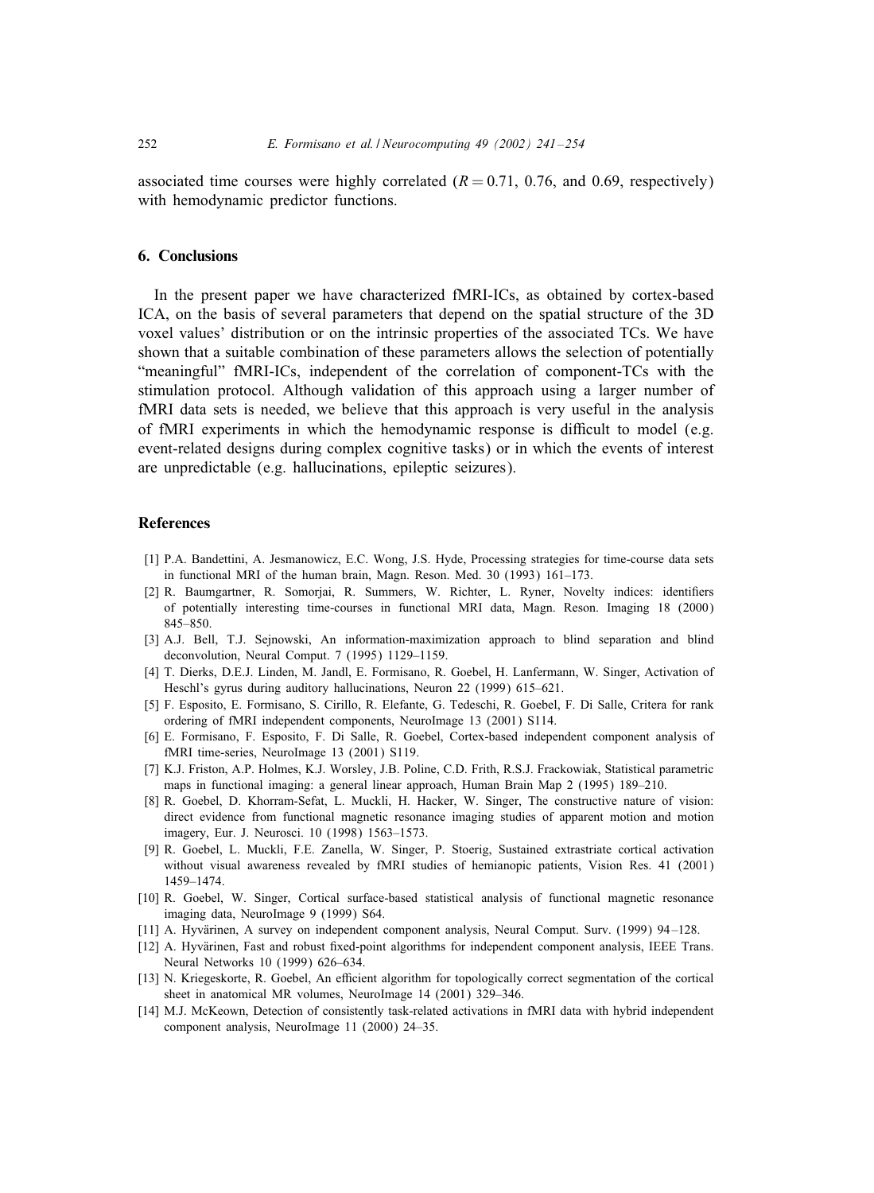associated time courses were highly correlated ($R = 0.71$, 0.76, and 0.69, respectively) with hemodynamic predictor functions.

## 6. Conclusions

In the present paper we have characterized fMRI-ICs, as obtained by cortex-based ICA, on the basis of several parameters that depend on the spatial structure of the 3D voxel values' distribution or on the intrinsic properties of the associated TCs. We have shown that a suitable combination of these parameters allows the selection of potentially "meaningful" fMRI-ICs, independent of the correlation of component-TCs with the stimulation protocol. Although validation of this approach using a larger number of fMRI data sets is needed, we believe that this approach is very useful in the analysis of fMRI experiments in which the hemodynamic response is difficult to model (e.g. event-related designs during complex cognitive tasks) or in which the events of interest are unpredictable (e.g. hallucinations, epileptic seizures).

## References

[1] P.A. Bandettini, A. Jesmanowicz, E.C. Wong, J.S. Hyde, Processing strategies for time-course data sets in functional MRI of the human brain, Magn. Reson. Med. 30 (1993) 161–173.

[2] R. Baumgartner, R. Somorjai, R. Summers, W. Richter, L. Ryner, Novelty indices: identifiers of potentially interesting time-courses in functional MRI data, Magn. Reson. Imaging 18 (2000) 845–850.

[3] A.J. Bell, T.J. Sejnowski, An information-maximization approach to blind separation and blind deconvolution, Neural Comput. 7 (1995) 1129–1159.

[4] T. Dierks, D.E.J. Linden, M. Jandl, E. Formisano, R. Goebel, H. Lanfermann, W. Singer, Activation of Heschl's gyrus during auditory hallucinations, Neuron 22 (1999) 615–621.

[5] F. Esposito, E. Formisano, S. Cirillo, R. Elefante, G. Tedeschi, R. Goebel, F. Di Salle, Critera for rank ordering of fMRI independent components, NeuroImage 13 (2001) S114.

[6] E. Formisano, F. Esposito, F. Di Salle, R. Goebel, Cortex-based independent component analysis of fMRI time-series, NeuroImage 13 (2001) S119.

[7] K.J. Friston, A.P. Holmes, K.J. Worsley, J.B. Poline, C.D. Frith, R.S.J. Frackowiak, Statistical parametric maps in functional imaging: a general linear approach, Human Brain Map 2 (1995) 189–210.

[8] R. Goebel, D. Khorram-Sefat, L. Muckli, H. Hacker, W. Singer, The constructive nature of vision: direct evidence from functional magnetic resonance imaging studies of apparent motion and motion imagery, Eur. J. Neurosci. 10 (1998) 1563–1573.

[9] R. Goebel, L. Muckli, F.E. Zanella, W. Singer, P. Stoerig, Sustained extrastriate cortical activation without visual awareness revealed by fMRI studies of hemianopic patients, Vision Res. 41 (2001) 1459–1474.

[10] R. Goebel, W. Singer, Cortical surface-based statistical analysis of functional magnetic resonance imaging data, NeuroImage 9 (1999) S64.

[11] A. Hyvärinen, A survey on independent component analysis, Neural Comput. Surv. (1999) 94–128.

[12] A. Hyvärinen, Fast and robust fixed-point algorithms for independent component analysis, IEEE Trans. Neural Networks 10 (1999) 626–634.

[13] N. Kriegeskorte, R. Goebel, An efficient algorithm for topologically correct segmentation of the cortical sheet in anatomical MR volumes, NeuroImage 14 (2001) 329–346.

[14] M.J. McKeown, Detection of consistently task-related activations in fMRI data with hybrid independent component analysis, NeuroImage 11 (2000) 24–35.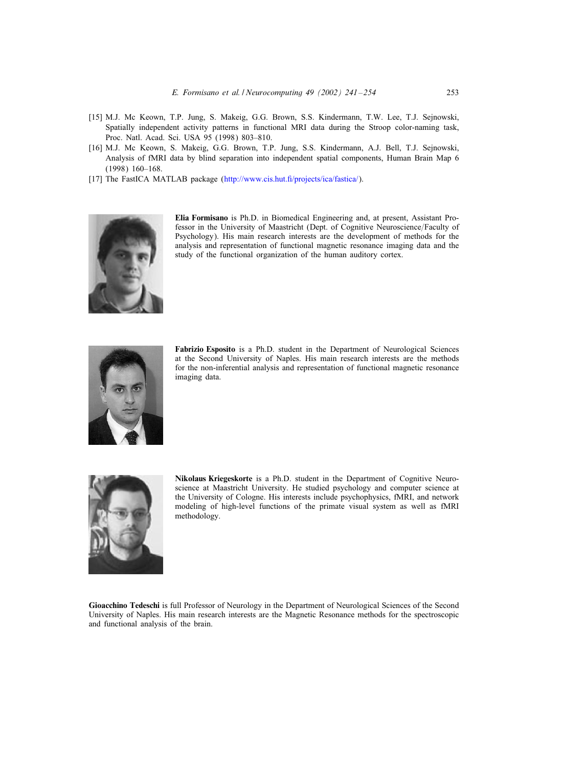[15] M.J. Mc Keown, T.P. Jung, S. Makeig, G.G. Brown, S.S. Kindermann, T.W. Lee, T.J. Sejnowski, Spatially independent activity patterns in functional MRI data during the Stroop color-naming task, Proc. Natl. Acad. Sci. USA 95 (1998) 803–810.

[16] M.J. Mc Keown, S. Makeig, G.G. Brown, T.P. Jung, S.S. Kindermann, A.J. Bell, T.J. Sejnowski, Analysis of fMRI data by blind separation into independent spatial components, Human Brain Map 6 (1998) 160–168.

[17] The FastICA MATLAB package (http://www.cis.hut.fi/projects/ica/fastica/).

**Elia Formisano** is Ph.D. in Biomedical Engineering and, at present, Assistant Professor in the University of Maastricht (Dept. of Cognitive Neuroscience/Faculty of Psychology). His main research interests are the development of methods for the analysis and representation of functional magnetic resonance imaging data and the study of the functional organization of the human auditory cortex.

**Fabrizio Esposito** is a Ph.D. student in the Department of Neurological Sciences at the Second University of Naples. His main research interests are the methods for the non-inferential analysis and representation of functional magnetic resonance imaging data.

**Nikolaus Kriegeskorte** is a Ph.D. student in the Department of Cognitive Neuroscience at Maastricht University. He studied psychology and computer science at the University of Cologne. His interests include psychophysics, fMRI, and network modeling of high-level functions of the primate visual system as well as fMRI methodology.

**Gioacchino Tedeschi** is full Professor of Neurology in the Department of Neurological Sciences of the Second University of Naples. His main research interests are the Magnetic Resonance methods for the spectroscopic and functional analysis of the brain.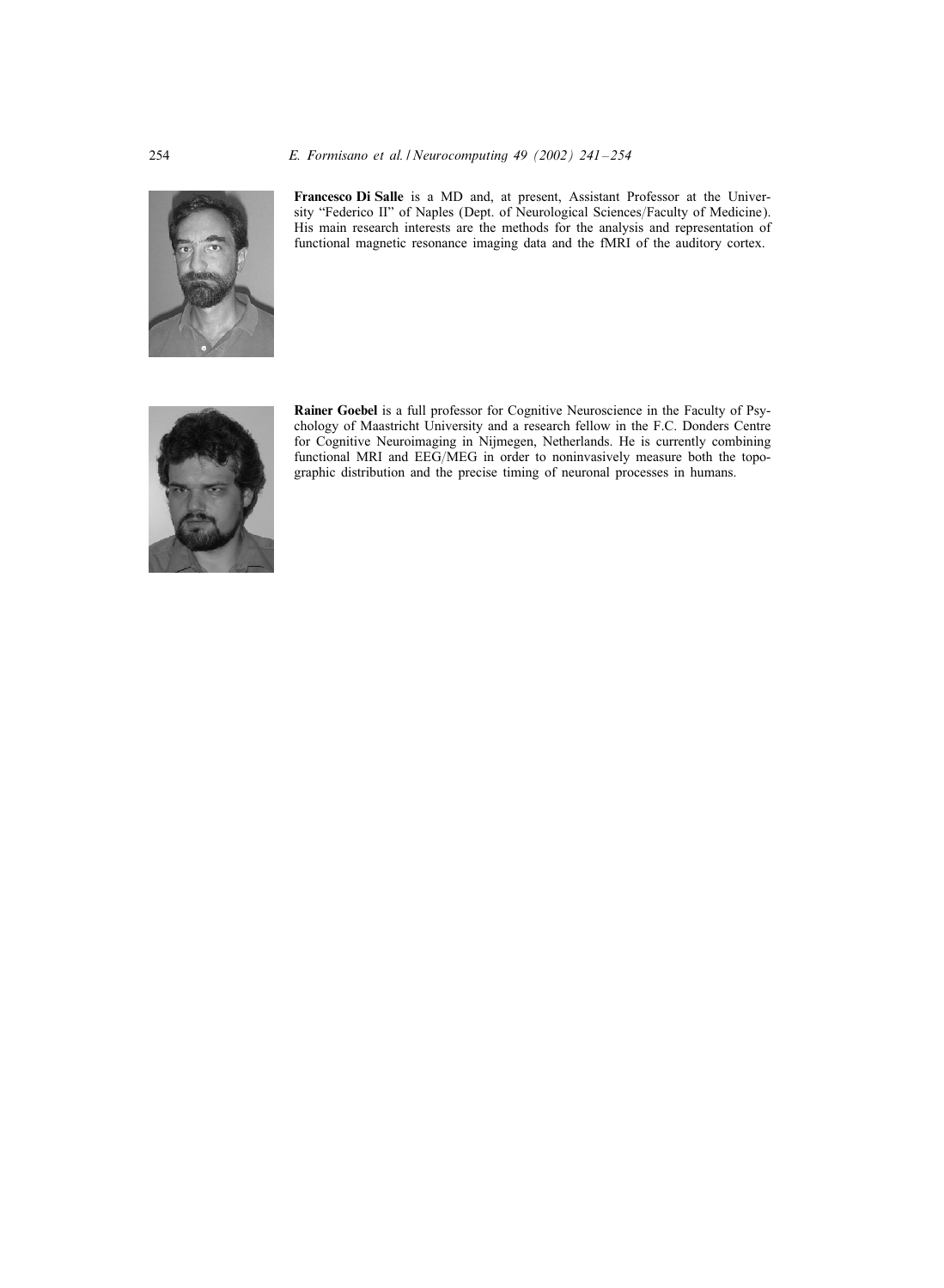**Francesco Di Salle** is a MD and, at present, Assistant Professor at the University "Federico II" of Naples (Dept. of Neurological Sciences/Faculty of Medicine). His main research interests are the methods for the analysis and representation of functional magnetic resonance imaging data and the fMRI of the auditory cortex.

**Rainer Goebel** is a full professor for Cognitive Neuroscience in the Faculty of Psychology of Maastricht University and a research fellow in the F.C. Donders Centre for Cognitive Neuroimaging in Nijmegen, Netherlands. He is currently combining functional MRI and EEG/MEG in order to noninvasively measure both the topographic distribution and the precise timing of neuronal processes in humans.